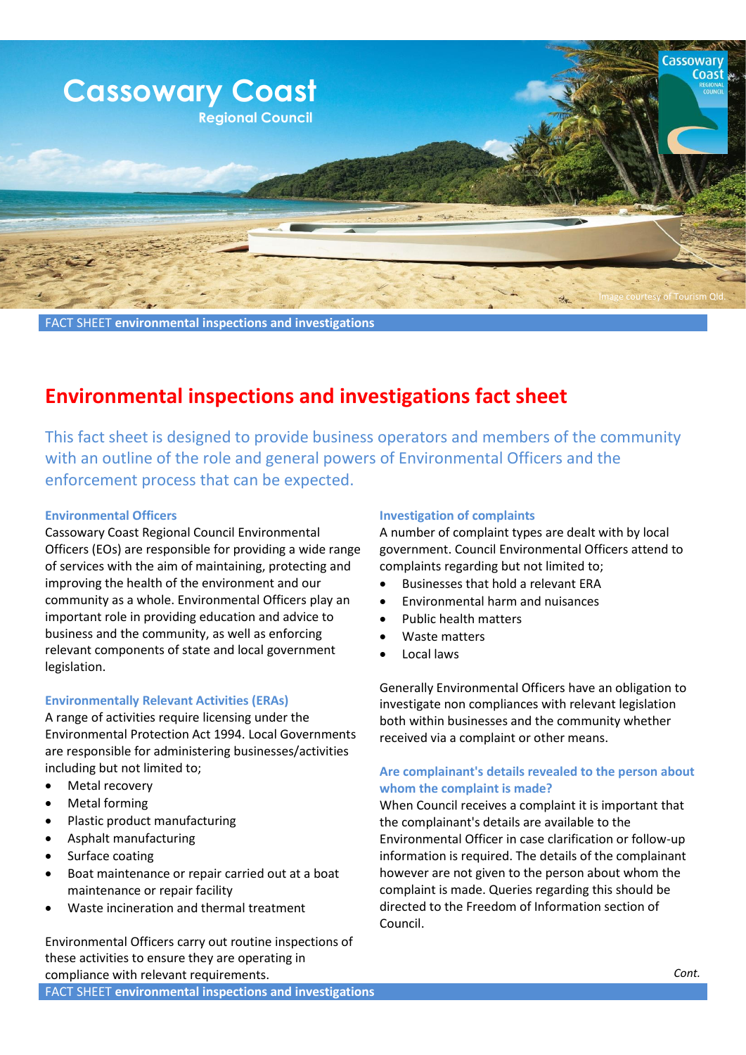# Environmental inspections and investigations fact sheet

This fact sheet is designed to provide business operators and members of the community with an outline of the role and general powers of Environmental Officers and the enforcement process that can be expected.

### Environmental Officers

Cassowary Coast Regional Council Environmental Officers (EOs) are responsible for providing a wide range of services with the aim of maintaining, protecting and improving the health of the environment and our community as a whole. Environmental Officers play an important role in providing education and advice to business and the community, as well as enforcing relevant components of state and local government legislation.

### Environmentally Relevant Activities (ERAs)

A range of activities require licensing under the Environmental Protection Act 1994. Local Governments are responsible for administering businesses/activities including but not limited to;

- Metal recovery
- Metal forming
- Plastic product manufacturing
- Asphalt manufacturing
- Surface coating
- Boat maintenance or repair carried out at a boat maintenance or repair facility
- Waste incineration and thermal treatment

Environmental Officers carry out routine inspections of these activities to ensure they are operating in compliance with relevant requirements.

### Investigation of complaints

A number of complaint types are dealt with by local government. Council Environmental Officers attend to complaints regarding but not limited to;

- Businesses that hold a relevant ERA
- Environmental harm and nuisances
- Public health matters
- Waste matters
- Local laws

Generally Environmental Officers have an obligation to investigate non compliances with relevant legislation both within businesses and the community whether received via a complaint or other means.

### Are complainant's details revealed to the person about whom the complaint is made?

When Council receives a complaint it is important that the complainant's details are available to the Environmental Officer in case clarification or follow-up information is required. The details of the complainant however are not given to the person about whom the complaint is made. Queries regarding this should be directed to the Freedom of Information section of Council.

*Cont.*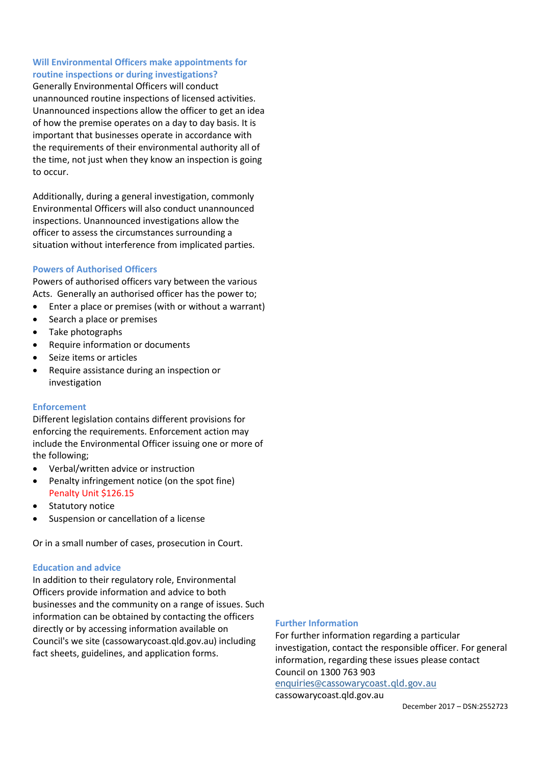## Will Environmental Officers make appointments for routine inspections or during investigations?

Generally Environmental Officers will conduct unannounced routine inspections of licensed activities. Unannounced inspections allow the officer to get an idea of how the premise operates on a day to day basis. It is important that businesses operate in accordance with the requirements of their environmental authority all of the time, not just when they know an inspection is going to occur.

Additionally, during a general investigation, commonly Environmental Officers will also conduct unannounced inspections. Unannounced investigations allow the officer to assess the circumstances surrounding a situation without interference from implicated parties.

## Powers of Authorised Officers

Powers of authorised officers vary between the various Acts. Generally an authorised officer has the power to;

- Enter a place or premises (with or without a warrant)
- Search a place or premises
- Take photographs
- Require information or documents
- Seize items or articles
- Require assistance during an inspection or investigation

## Enforcement

Different legislation contains different provisions for enforcing the requirements. Enforcement action may include the Environmental Officer issuing one or more of the following;

- Verbal/written advice or instruction
- Penalty infringement notice (on the spot fine)
  Penalty Unit $126.15
- Statutory notice
- Suspension or cancellation of a license

Or in a small number of cases, prosecution in Court.

## Education and advice

In addition to their regulatory role, Environmental Officers provide information and advice to both businesses and the community on a range of issues. Such information can be obtained by contacting the officers directly or by accessing information available on Council's we site (cassowarycoast.qld.gov.au) including fact sheets, guidelines, and application forms.

## Further Information

For further information regarding a particular investigation, contact the responsible officer. For general information, regarding these issues please contact Council on 1300 763 903
enquiries@cassowarycoast.qld.gov.au
cassowarycoast.qld.gov.au

December 2017 – DSN:2552723